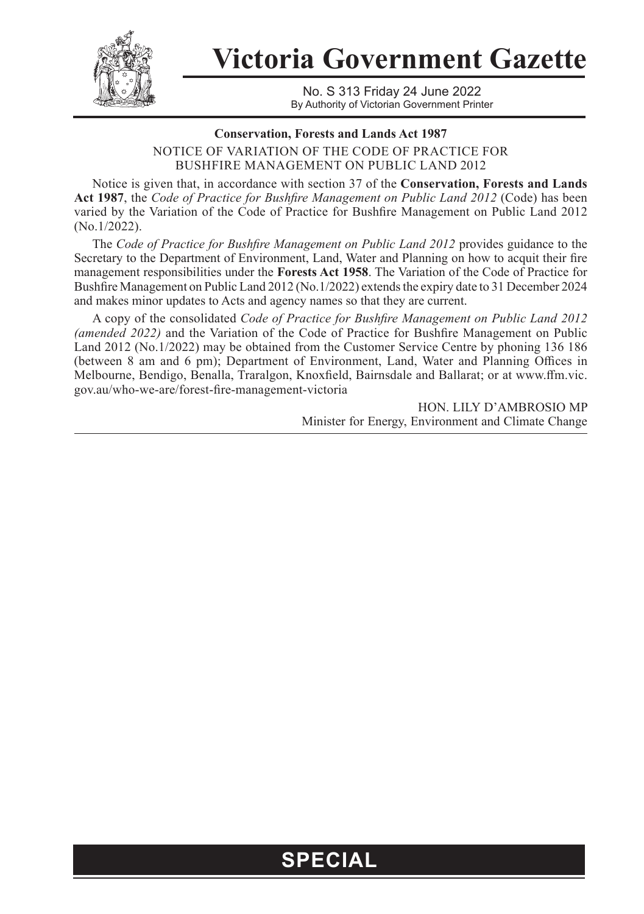# Victoria Government Gazette

No. S 313 Friday 24 June 2022
By Authority of Victorian Government Printer

**Conservation, Forests and Lands Act 1987**

NOTICE OF VARIATION OF THE CODE OF PRACTICE FOR BUSHFIRE MANAGEMENT ON PUBLIC LAND 2012

Notice is given that, in accordance with section 37 of the **Conservation, Forests and Lands Act 1987**, the *Code of Practice for Bushfire Management on Public Land 2012* (Code) has been varied by the Variation of the Code of Practice for Bushfire Management on Public Land 2012 (No.1/2022).

The *Code of Practice for Bushfire Management on Public Land 2012* provides guidance to the Secretary to the Department of Environment, Land, Water and Planning on how to acquit their fire management responsibilities under the **Forests Act 1958**. The Variation of the Code of Practice for Bushfire Management on Public Land 2012 (No.1/2022) extends the expiry date to 31 December 2024 and makes minor updates to Acts and agency names so that they are current.

A copy of the consolidated *Code of Practice for Bushfire Management on Public Land 2012 (amended 2022)* and the Variation of the Code of Practice for Bushfire Management on Public Land 2012 (No.1/2022) may be obtained from the Customer Service Centre by phoning 136 186 (between 8 am and 6 pm); Department of Environment, Land, Water and Planning Offices in Melbourne, Bendigo, Benalla, Traralgon, Knoxfield, Bairnsdale and Ballarat; or at www.ffm.vic.gov.au/who-we-are/forest-fire-management-victoria

HON. LILY D'AMBROSIO MP
Minister for Energy, Environment and Climate Change

**SPECIAL**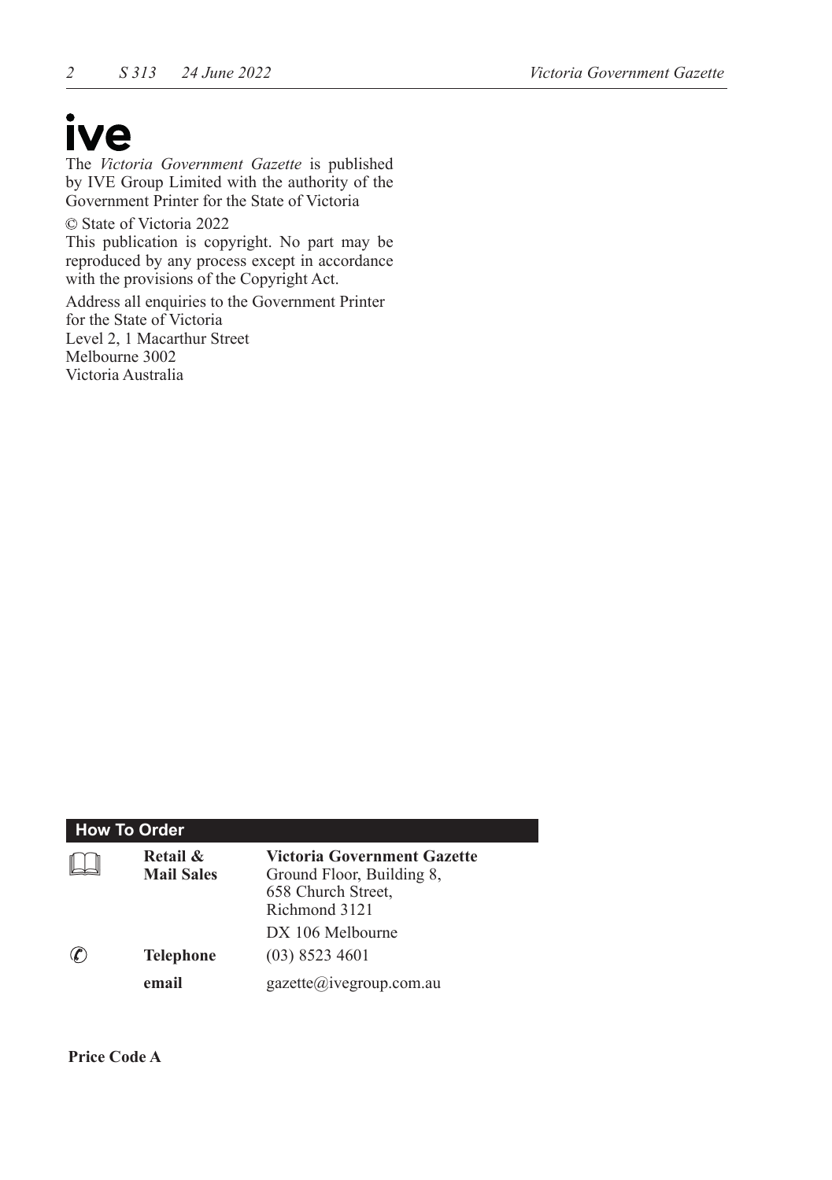ive

The *Victoria Government Gazette* is published by IVE Group Limited with the authority of the Government Printer for the State of Victoria

© State of Victoria 2022

This publication is copyright. No part may be reproduced by any process except in accordance with the provisions of the Copyright Act.

Address all enquiries to the Government Printer for the State of Victoria
Level 2, 1 Macarthur Street
Melbourne 3002
Victoria Australia

## How To Order

| | | |
|---|---|---|
| | **Retail & Mail Sales** | **Victoria Government Gazette**<br>Ground Floor, Building 8,<br>658 Church Street,<br>Richmond 3121<br>DX 106 Melbourne |
| | **Telephone** | (03) 8523 4601 |
| | **email** | gazette@ivegroup.com.au |

**Price Code A**